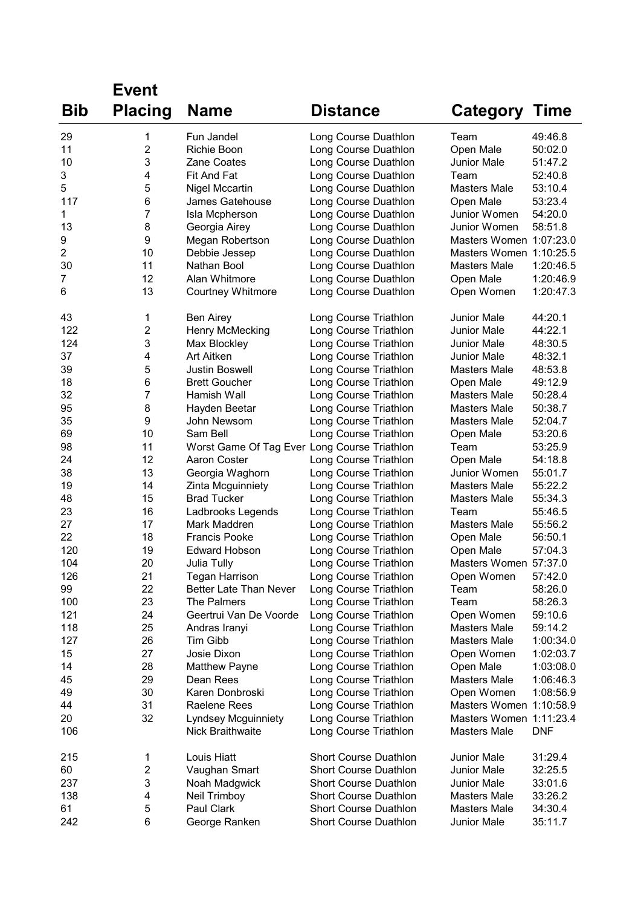| Bib | Event Placing | Name | Distance | Category | Time |
|---|---|---|---|---|---|
| 29 | 1 | Fun Jandel | Long Course Duathlon | Team | 49:46.8 |
| 11 | 2 | Richie Boon | Long Course Duathlon | Open Male | 50:02.0 |
| 10 | 3 | Zane Coates | Long Course Duathlon | Junior Male | 51:47.2 |
| 3 | 4 | Fit And Fat | Long Course Duathlon | Team | 52:40.8 |
| 5 | 5 | Nigel Mccartin | Long Course Duathlon | Masters Male | 53:10.4 |
| 117 | 6 | James Gatehouse | Long Course Duathlon | Open Male | 53:23.4 |
| 1 | 7 | Isla Mcpherson | Long Course Duathlon | Junior Women | 54:20.0 |
| 13 | 8 | Georgia Airey | Long Course Duathlon | Junior Women | 58:51.8 |
| 9 | 9 | Megan Robertson | Long Course Duathlon | Masters Women | 1:07:23.0 |
| 2 | 10 | Debbie Jessep | Long Course Duathlon | Masters Women | 1:10:25.5 |
| 30 | 11 | Nathan Bool | Long Course Duathlon | Masters Male | 1:20:46.5 |
| 7 | 12 | Alan Whitmore | Long Course Duathlon | Open Male | 1:20:46.9 |
| 6 | 13 | Courtney Whitmore | Long Course Duathlon | Open Women | 1:20:47.3 |
| 43 | 1 | Ben Airey | Long Course Triathlon | Junior Male | 44:20.1 |
| 122 | 2 | Henry McMecking | Long Course Triathlon | Junior Male | 44:22.1 |
| 124 | 3 | Max Blockley | Long Course Triathlon | Junior Male | 48:30.5 |
| 37 | 4 | Art Aitken | Long Course Triathlon | Junior Male | 48:32.1 |
| 39 | 5 | Justin Boswell | Long Course Triathlon | Masters Male | 48:53.8 |
| 18 | 6 | Brett Goucher | Long Course Triathlon | Open Male | 49:12.9 |
| 32 | 7 | Hamish Wall | Long Course Triathlon | Masters Male | 50:28.4 |
| 95 | 8 | Hayden Beetar | Long Course Triathlon | Masters Male | 50:38.7 |
| 35 | 9 | John Newsom | Long Course Triathlon | Masters Male | 52:04.7 |
| 69 | 10 | Sam Bell | Long Course Triathlon | Open Male | 53:20.6 |
| 98 | 11 | Worst Game Of Tag Ever | Long Course Triathlon | Team | 53:25.9 |
| 24 | 12 | Aaron Coster | Long Course Triathlon | Open Male | 54:18.8 |
| 38 | 13 | Georgia Waghorn | Long Course Triathlon | Junior Women | 55:01.7 |
| 19 | 14 | Zinta Mcguinniety | Long Course Triathlon | Masters Male | 55:22.2 |
| 48 | 15 | Brad Tucker | Long Course Triathlon | Masters Male | 55:34.3 |
| 23 | 16 | Ladbrooks Legends | Long Course Triathlon | Team | 55:46.5 |
| 27 | 17 | Mark Maddren | Long Course Triathlon | Masters Male | 55:56.2 |
| 22 | 18 | Francis Pooke | Long Course Triathlon | Open Male | 56:50.1 |
| 120 | 19 | Edward Hobson | Long Course Triathlon | Open Male | 57:04.3 |
| 104 | 20 | Julia Tully | Long Course Triathlon | Masters Women | 57:37.0 |
| 126 | 21 | Tegan Harrison | Long Course Triathlon | Open Women | 57:42.0 |
| 99 | 22 | Better Late Than Never | Long Course Triathlon | Team | 58:26.0 |
| 100 | 23 | The Palmers | Long Course Triathlon | Team | 58:26.3 |
| 121 | 24 | Geertrui Van De Voorde | Long Course Triathlon | Open Women | 59:10.6 |
| 118 | 25 | Andras Iranyi | Long Course Triathlon | Masters Male | 59:14.2 |
| 127 | 26 | Tim Gibb | Long Course Triathlon | Masters Male | 1:00:34.0 |
| 15 | 27 | Josie Dixon | Long Course Triathlon | Open Women | 1:02:03.7 |
| 14 | 28 | Matthew Payne | Long Course Triathlon | Open Male | 1:03:08.0 |
| 45 | 29 | Dean Rees | Long Course Triathlon | Masters Male | 1:06:46.3 |
| 49 | 30 | Karen Donbroski | Long Course Triathlon | Open Women | 1:08:56.9 |
| 44 | 31 | Raelene Rees | Long Course Triathlon | Masters Women | 1:10:58.9 |
| 20 | 32 | Lyndsey Mcguinniety | Long Course Triathlon | Masters Women | 1:11:23.4 |
| 106 | | Nick Braithwaite | Long Course Triathlon | Masters Male | DNF |
| 215 | 1 | Louis Hiatt | Short Course Duathlon | Junior Male | 31:29.4 |
| 60 | 2 | Vaughan Smart | Short Course Duathlon | Junior Male | 32:25.5 |
| 237 | 3 | Noah Madgwick | Short Course Duathlon | Junior Male | 33:01.6 |
| 138 | 4 | Neil Trimboy | Short Course Duathlon | Masters Male | 33:26.2 |
| 61 | 5 | Paul Clark | Short Course Duathlon | Masters Male | 34:30.4 |
| 242 | 6 | George Ranken | Short Course Duathlon | Junior Male | 35:11.7 |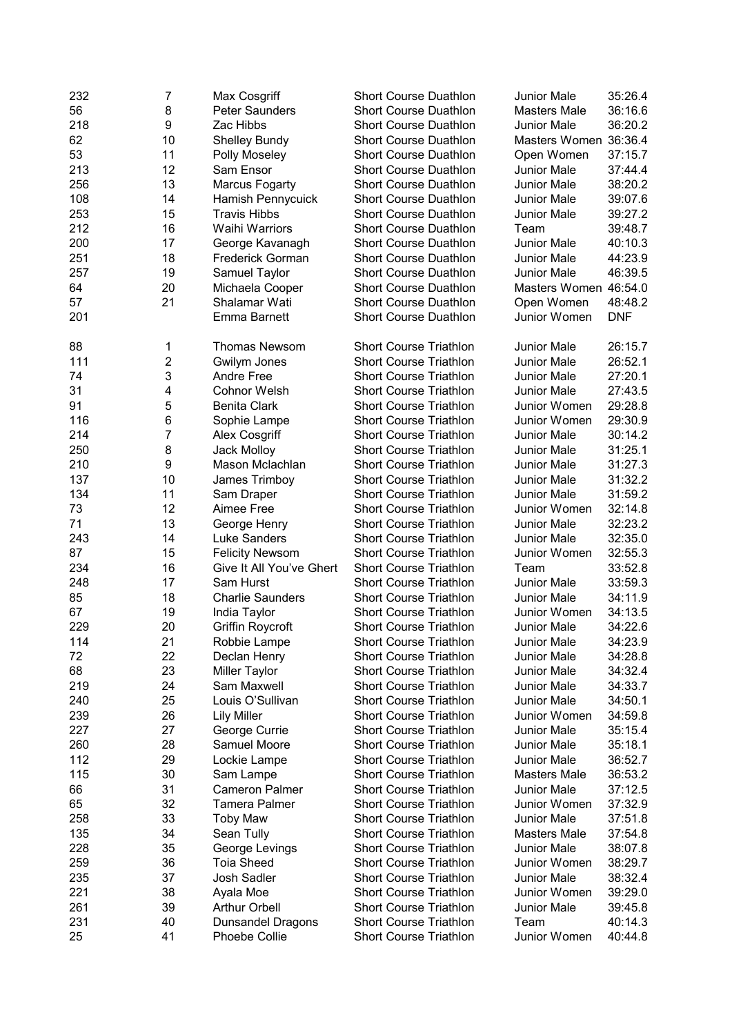| | | | | | |
|---|---|---|---|---|---|
| 232 | 7 | Max Cosgriff | Short Course Duathlon | Junior Male | 35:26.4 |
| 56 | 8 | Peter Saunders | Short Course Duathlon | Masters Male | 36:16.6 |
| 218 | 9 | Zac Hibbs | Short Course Duathlon | Junior Male | 36:20.2 |
| 62 | 10 | Shelley Bundy | Short Course Duathlon | Masters Women | 36:36.4 |
| 53 | 11 | Polly Moseley | Short Course Duathlon | Open Women | 37:15.7 |
| 213 | 12 | Sam Ensor | Short Course Duathlon | Junior Male | 37:44.4 |
| 256 | 13 | Marcus Fogarty | Short Course Duathlon | Junior Male | 38:20.2 |
| 108 | 14 | Hamish Pennycuick | Short Course Duathlon | Junior Male | 39:07.6 |
| 253 | 15 | Travis Hibbs | Short Course Duathlon | Junior Male | 39:27.2 |
| 212 | 16 | Waihi Warriors | Short Course Duathlon | Team | 39:48.7 |
| 200 | 17 | George Kavanagh | Short Course Duathlon | Junior Male | 40:10.3 |
| 251 | 18 | Frederick Gorman | Short Course Duathlon | Junior Male | 44:23.9 |
| 257 | 19 | Samuel Taylor | Short Course Duathlon | Junior Male | 46:39.5 |
| 64 | 20 | Michaela Cooper | Short Course Duathlon | Masters Women | 46:54.0 |
| 57 | 21 | Shalamar Wati | Short Course Duathlon | Open Women | 48:48.2 |
| 201 | | Emma Barnett | Short Course Duathlon | Junior Women | DNF |

| | | | | | |
|---|---|---|---|---|---|
| 88 | 1 | Thomas Newsom | Short Course Triathlon | Junior Male | 26:15.7 |
| 111 | 2 | Gwilym Jones | Short Course Triathlon | Junior Male | 26:52.1 |
| 74 | 3 | Andre Free | Short Course Triathlon | Junior Male | 27:20.1 |
| 31 | 4 | Cohnor Welsh | Short Course Triathlon | Junior Male | 27:43.5 |
| 91 | 5 | Benita Clark | Short Course Triathlon | Junior Women | 29:28.8 |
| 116 | 6 | Sophie Lampe | Short Course Triathlon | Junior Women | 29:30.9 |
| 214 | 7 | Alex Cosgriff | Short Course Triathlon | Junior Male | 30:14.2 |
| 250 | 8 | Jack Molloy | Short Course Triathlon | Junior Male | 31:25.1 |
| 210 | 9 | Mason Mclachlan | Short Course Triathlon | Junior Male | 31:27.3 |
| 137 | 10 | James Trimboy | Short Course Triathlon | Junior Male | 31:32.2 |
| 134 | 11 | Sam Draper | Short Course Triathlon | Junior Male | 31:59.2 |
| 73 | 12 | Aimee Free | Short Course Triathlon | Junior Women | 32:14.8 |
| 71 | 13 | George Henry | Short Course Triathlon | Junior Male | 32:23.2 |
| 243 | 14 | Luke Sanders | Short Course Triathlon | Junior Male | 32:35.0 |
| 87 | 15 | Felicity Newsom | Short Course Triathlon | Junior Women | 32:55.3 |
| 234 | 16 | Give It All You've Ghert | Short Course Triathlon | Team | 33:52.8 |
| 248 | 17 | Sam Hurst | Short Course Triathlon | Junior Male | 33:59.3 |
| 85 | 18 | Charlie Saunders | Short Course Triathlon | Junior Male | 34:11.9 |
| 67 | 19 | India Taylor | Short Course Triathlon | Junior Women | 34:13.5 |
| 229 | 20 | Griffin Roycroft | Short Course Triathlon | Junior Male | 34:22.6 |
| 114 | 21 | Robbie Lampe | Short Course Triathlon | Junior Male | 34:23.9 |
| 72 | 22 | Declan Henry | Short Course Triathlon | Junior Male | 34:28.8 |
| 68 | 23 | Miller Taylor | Short Course Triathlon | Junior Male | 34:32.4 |
| 219 | 24 | Sam Maxwell | Short Course Triathlon | Junior Male | 34:33.7 |
| 240 | 25 | Louis O'Sullivan | Short Course Triathlon | Junior Male | 34:50.1 |
| 239 | 26 | Lily Miller | Short Course Triathlon | Junior Women | 34:59.8 |
| 227 | 27 | George Currie | Short Course Triathlon | Junior Male | 35:15.4 |
| 260 | 28 | Samuel Moore | Short Course Triathlon | Junior Male | 35:18.1 |
| 112 | 29 | Lockie Lampe | Short Course Triathlon | Junior Male | 36:52.7 |
| 115 | 30 | Sam Lampe | Short Course Triathlon | Masters Male | 36:53.2 |
| 66 | 31 | Cameron Palmer | Short Course Triathlon | Junior Male | 37:12.5 |
| 65 | 32 | Tamera Palmer | Short Course Triathlon | Junior Women | 37:32.9 |
| 258 | 33 | Toby Maw | Short Course Triathlon | Junior Male | 37:51.8 |
| 135 | 34 | Sean Tully | Short Course Triathlon | Masters Male | 37:54.8 |
| 228 | 35 | George Levings | Short Course Triathlon | Junior Male | 38:07.8 |
| 259 | 36 | Toia Sheed | Short Course Triathlon | Junior Women | 38:29.7 |
| 235 | 37 | Josh Sadler | Short Course Triathlon | Junior Male | 38:32.4 |
| 221 | 38 | Ayala Moe | Short Course Triathlon | Junior Women | 39:29.0 |
| 261 | 39 | Arthur Orbell | Short Course Triathlon | Junior Male | 39:45.8 |
| 231 | 40 | Dunsandel Dragons | Short Course Triathlon | Team | 40:14.3 |
| 25 | 41 | Phoebe Collie | Short Course Triathlon | Junior Women | 40:44.8 |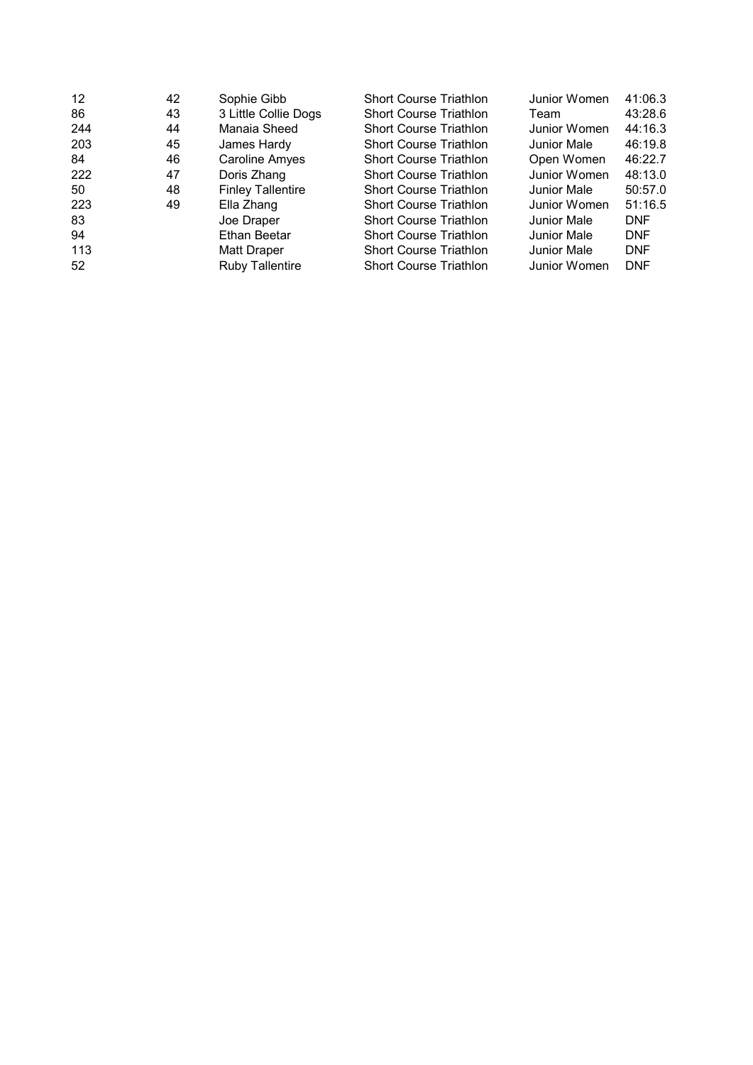| | | | | | |
|---|---|---|---|---|---|
| 12 | 42 | Sophie Gibb | Short Course Triathlon | Junior Women | 41:06.3 |
| 86 | 43 | 3 Little Collie Dogs | Short Course Triathlon | Team | 43:28.6 |
| 244 | 44 | Manaia Sheed | Short Course Triathlon | Junior Women | 44:16.3 |
| 203 | 45 | James Hardy | Short Course Triathlon | Junior Male | 46:19.8 |
| 84 | 46 | Caroline Amyes | Short Course Triathlon | Open Women | 46:22.7 |
| 222 | 47 | Doris Zhang | Short Course Triathlon | Junior Women | 48:13.0 |
| 50 | 48 | Finley Tallentire | Short Course Triathlon | Junior Male | 50:57.0 |
| 223 | 49 | Ella Zhang | Short Course Triathlon | Junior Women | 51:16.5 |
| 83 | | Joe Draper | Short Course Triathlon | Junior Male | DNF |
| 94 | | Ethan Beetar | Short Course Triathlon | Junior Male | DNF |
| 113 | | Matt Draper | Short Course Triathlon | Junior Male | DNF |
| 52 | | Ruby Tallentire | Short Course Triathlon | Junior Women | DNF |